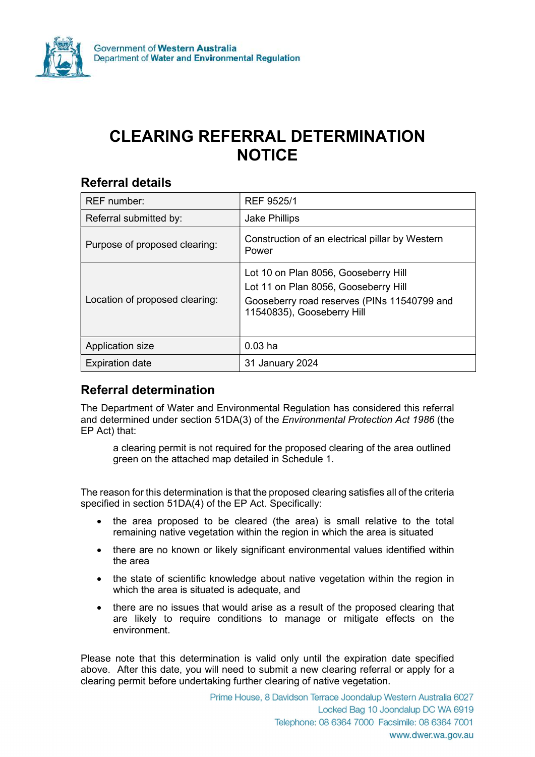Government of Western Australia
Department of Water and Environmental Regulation

# CLEARING REFERRAL DETERMINATION NOTICE

## Referral details

| | |
|---|---|
| REF number: | REF 9525/1 |
| Referral submitted by: | Jake Phillips |
| Purpose of proposed clearing: | Construction of an electrical pillar by Western Power |
| Location of proposed clearing: | Lot 10 on Plan 8056, Gooseberry Hill<br>Lot 11 on Plan 8056, Gooseberry Hill<br>Gooseberry road reserves (PINs 11540799 and 11540835), Gooseberry Hill |
| Application size | 0.03 ha |
| Expiration date | 31 January 2024 |

## Referral determination

The Department of Water and Environmental Regulation has considered this referral and determined under section 51DA(3) of the *Environmental Protection Act 1986* (the EP Act) that:

> a clearing permit is not required for the proposed clearing of the area outlined green on the attached map detailed in Schedule 1.

The reason for this determination is that the proposed clearing satisfies all of the criteria specified in section 51DA(4) of the EP Act. Specifically:

- the area proposed to be cleared (the area) is small relative to the total remaining native vegetation within the region in which the area is situated
- there are no known or likely significant environmental values identified within the area
- the state of scientific knowledge about native vegetation within the region in which the area is situated is adequate, and
- there are no issues that would arise as a result of the proposed clearing that are likely to require conditions to manage or mitigate effects on the environment.

Please note that this determination is valid only until the expiration date specified above. After this date, you will need to submit a new clearing referral or apply for a clearing permit before undertaking further clearing of native vegetation.

Prime House, 8 Davidson Terrace Joondalup Western Australia 6027
Locked Bag 10 Joondalup DC WA 6919
Telephone: 08 6364 7000 Facsimile: 08 6364 7001
www.dwer.wa.gov.au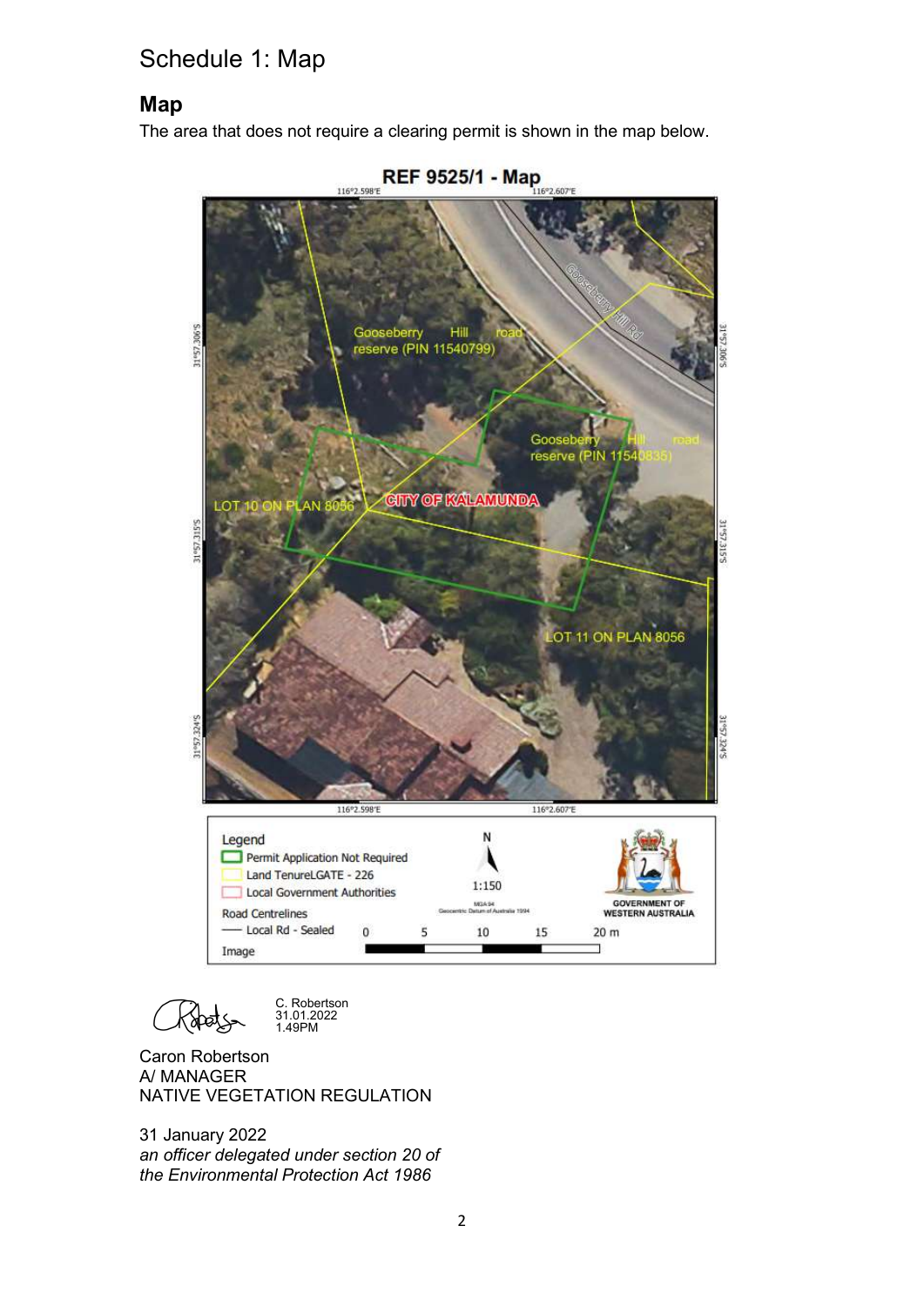# Schedule 1: Map

## Map

The area that does not require a clearing permit is shown in the map below.

REF 9525/1 - Map

116°2.598'E
116°2.607'E
31°57.306'S
31°57.315'S
31°57.324'S

Gooseberry Hill Rd
Gooseberry Hill road reserve (PIN 11540799)
Gooseberry Hill road reserve (PIN 11540835)
LOT 10 ON PLAN 8056
CITY OF KALAMUNDA
LOT 11 ON PLAN 8056

Legend
Permit Application Not Required
Land TenureLGATE - 226
Local Government Authorities
Road Centrelines
Local Rd - Sealed
Image

N
1:150
MGA 94
Geocentric Datum of Australia 1994
0 5 10 15 20 m

GOVERNMENT OF WESTERN AUSTRALIA

C. Robertson
31.01.2022
1.49PM

Caron Robertson
A/ MANAGER
NATIVE VEGETATION REGULATION

31 January 2022
*an officer delegated under section 20 of the Environmental Protection Act 1986*